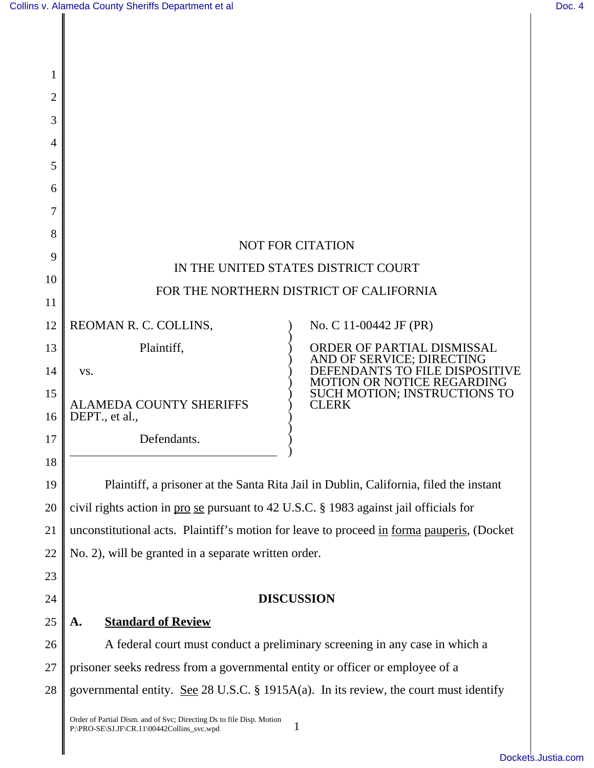NOT FOR CITATION

IN THE UNITED STATES DISTRICT COURT

FOR THE NORTHERN DISTRICT OF CALIFORNIA

| | |
|---|---|
| REOMAN R. C. COLLINS, Plaintiff, vs. ALAMEDA COUNTY SHERIFFS DEPT., et al., Defendants. | No. C 11-00442 JF (PR) ORDER OF PARTIAL DISMISSAL AND OF SERVICE; DIRECTING DEFENDANTS TO FILE DISPOSITIVE MOTION OR NOTICE REGARDING SUCH MOTION; INSTRUCTIONS TO CLERK |

Plaintiff, a prisoner at the Santa Rita Jail in Dublin, California, filed the instant civil rights action in pro se pursuant to 42 U.S.C. § 1983 against jail officials for unconstitutional acts. Plaintiff's motion for leave to proceed in forma pauperis, (Docket No. 2), will be granted in a separate written order.

## DISCUSSION

### A. Standard of Review

A federal court must conduct a preliminary screening in any case in which a prisoner seeks redress from a governmental entity or officer or employee of a governmental entity. See 28 U.S.C. § 1915A(a). In its review, the court must identify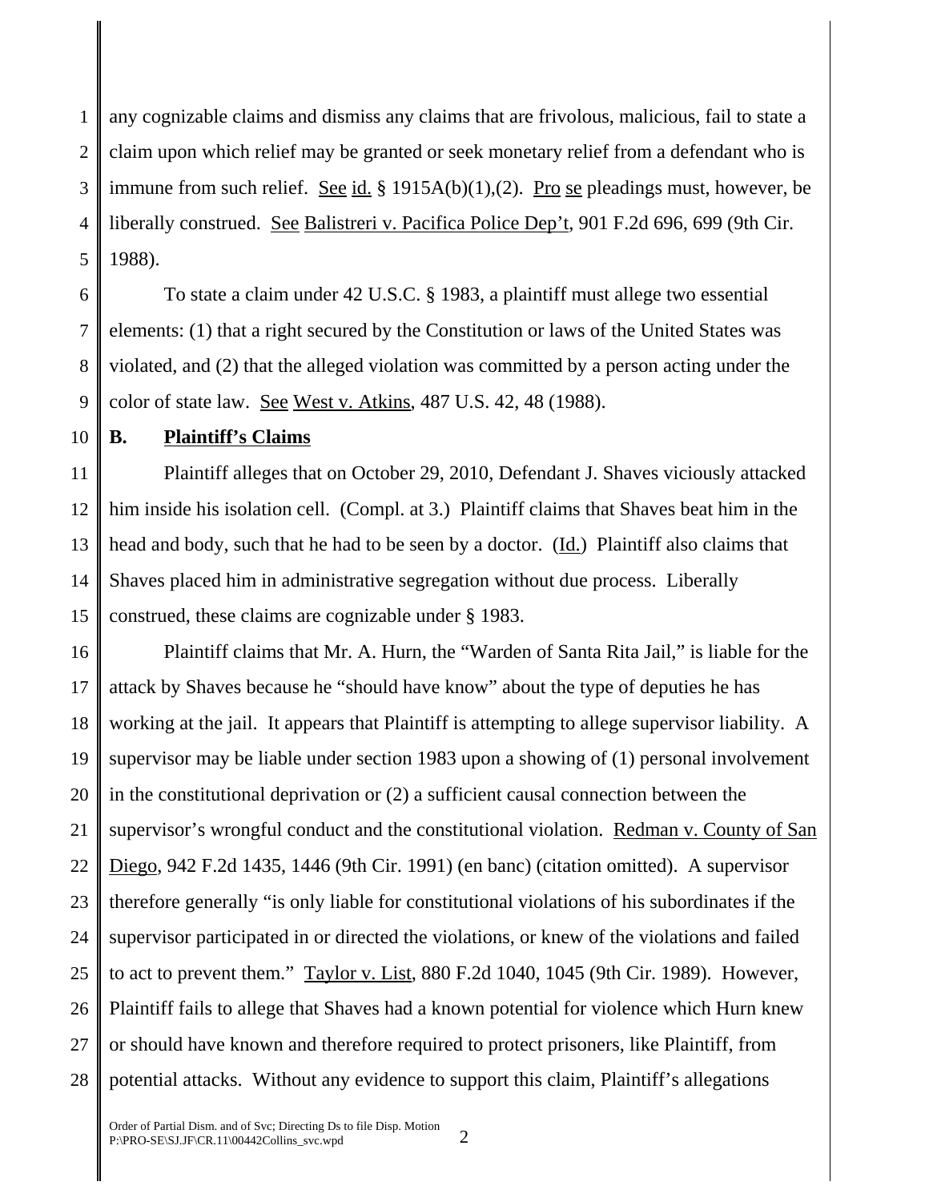any cognizable claims and dismiss any claims that are frivolous, malicious, fail to state a claim upon which relief may be granted or seek monetary relief from a defendant who is immune from such relief. See id. § 1915A(b)(1),(2). Pro se pleadings must, however, be liberally construed. See Balistreri v. Pacifica Police Dep't, 901 F.2d 696, 699 (9th Cir. 1988).

To state a claim under 42 U.S.C. § 1983, a plaintiff must allege two essential elements: (1) that a right secured by the Constitution or laws of the United States was violated, and (2) that the alleged violation was committed by a person acting under the color of state law. See West v. Atkins, 487 U.S. 42, 48 (1988).

**B. Plaintiff's Claims**

Plaintiff alleges that on October 29, 2010, Defendant J. Shaves viciously attacked him inside his isolation cell. (Compl. at 3.) Plaintiff claims that Shaves beat him in the head and body, such that he had to be seen by a doctor. (Id.) Plaintiff also claims that Shaves placed him in administrative segregation without due process. Liberally construed, these claims are cognizable under § 1983.

Plaintiff claims that Mr. A. Hurn, the "Warden of Santa Rita Jail," is liable for the attack by Shaves because he "should have know" about the type of deputies he has working at the jail. It appears that Plaintiff is attempting to allege supervisor liability. A supervisor may be liable under section 1983 upon a showing of (1) personal involvement in the constitutional deprivation or (2) a sufficient causal connection between the supervisor's wrongful conduct and the constitutional violation. Redman v. County of San Diego, 942 F.2d 1435, 1446 (9th Cir. 1991) (en banc) (citation omitted). A supervisor therefore generally "is only liable for constitutional violations of his subordinates if the supervisor participated in or directed the violations, or knew of the violations and failed to act to prevent them." Taylor v. List, 880 F.2d 1040, 1045 (9th Cir. 1989). However, Plaintiff fails to allege that Shaves had a known potential for violence which Hurn knew or should have known and therefore required to protect prisoners, like Plaintiff, from potential attacks. Without any evidence to support this claim, Plaintiff's allegations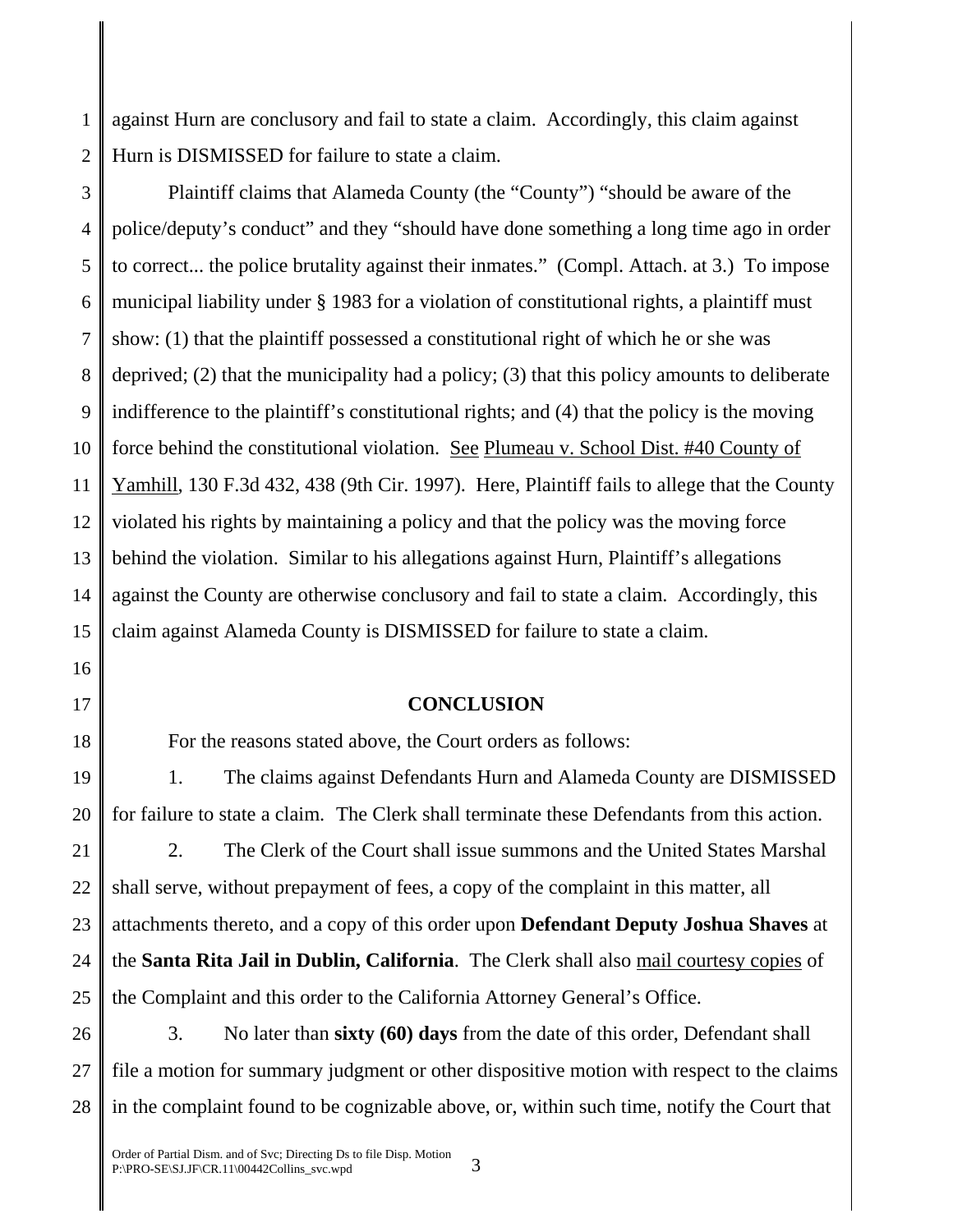against Hurn are conclusory and fail to state a claim. Accordingly, this claim against Hurn is DISMISSED for failure to state a claim.

Plaintiff claims that Alameda County (the "County") "should be aware of the police/deputy's conduct" and they "should have done something a long time ago in order to correct... the police brutality against their inmates." (Compl. Attach. at 3.) To impose municipal liability under § 1983 for a violation of constitutional rights, a plaintiff must show: (1) that the plaintiff possessed a constitutional right of which he or she was deprived; (2) that the municipality had a policy; (3) that this policy amounts to deliberate indifference to the plaintiff's constitutional rights; and (4) that the policy is the moving force behind the constitutional violation. See Plumeau v. School Dist. #40 County of Yamhill, 130 F.3d 432, 438 (9th Cir. 1997). Here, Plaintiff fails to allege that the County violated his rights by maintaining a policy and that the policy was the moving force behind the violation. Similar to his allegations against Hurn, Plaintiff's allegations against the County are otherwise conclusory and fail to state a claim. Accordingly, this claim against Alameda County is DISMISSED for failure to state a claim.

## CONCLUSION

For the reasons stated above, the Court orders as follows:

1. The claims against Defendants Hurn and Alameda County are DISMISSED for failure to state a claim. The Clerk shall terminate these Defendants from this action.

2. The Clerk of the Court shall issue summons and the United States Marshal shall serve, without prepayment of fees, a copy of the complaint in this matter, all attachments thereto, and a copy of this order upon **Defendant Deputy Joshua Shaves** at the **Santa Rita Jail in Dublin, California**. The Clerk shall also mail courtesy copies of the Complaint and this order to the California Attorney General's Office.

3. No later than **sixty (60) days** from the date of this order, Defendant shall file a motion for summary judgment or other dispositive motion with respect to the claims in the complaint found to be cognizable above, or, within such time, notify the Court that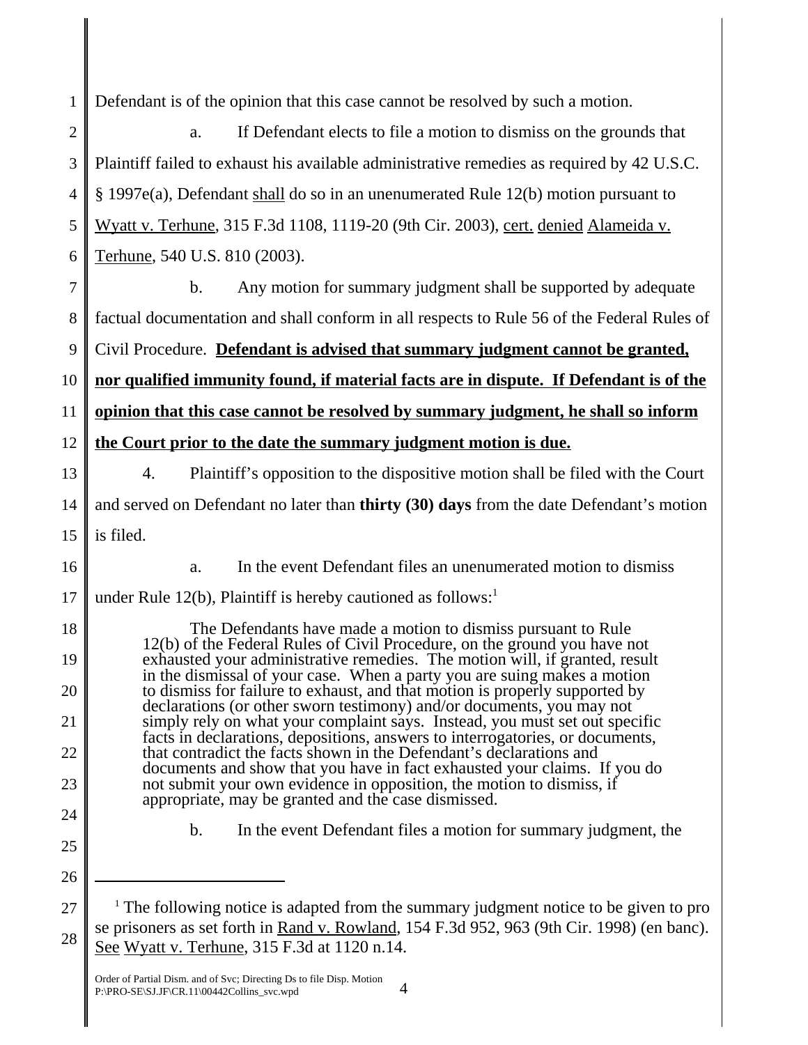Defendant is of the opinion that this case cannot be resolved by such a motion.

a. If Defendant elects to file a motion to dismiss on the grounds that Plaintiff failed to exhaust his available administrative remedies as required by 42 U.S.C. § 1997e(a), Defendant shall do so in an unenumerated Rule 12(b) motion pursuant to Wyatt v. Terhune, 315 F.3d 1108, 1119-20 (9th Cir. 2003), cert. denied Alameida v. Terhune, 540 U.S. 810 (2003).

b. Any motion for summary judgment shall be supported by adequate factual documentation and shall conform in all respects to Rule 56 of the Federal Rules of Civil Procedure. **Defendant is advised that summary judgment cannot be granted, nor qualified immunity found, if material facts are in dispute. If Defendant is of the opinion that this case cannot be resolved by summary judgment, he shall so inform the Court prior to the date the summary judgment motion is due.**

4. Plaintiff's opposition to the dispositive motion shall be filed with the Court and served on Defendant no later than **thirty (30) days** from the date Defendant's motion is filed.

a. In the event Defendant files an unenumerated motion to dismiss under Rule 12(b), Plaintiff is hereby cautioned as follows:[1]

> The Defendants have made a motion to dismiss pursuant to Rule 12(b) of the Federal Rules of Civil Procedure, on the ground you have not exhausted your administrative remedies. The motion will, if granted, result in the dismissal of your case. When a party you are suing makes a motion to dismiss for failure to exhaust, and that motion is properly supported by declarations (or other sworn testimony) and/or documents, you may not simply rely on what your complaint says. Instead, you must set out specific facts in declarations, depositions, answers to interrogatories, or documents, that contradict the facts shown in the Defendant's declarations and documents and show that you have in fact exhausted your claims. If you do not submit your own evidence in opposition, the motion to dismiss, if appropriate, may be granted and the case dismissed.

b. In the event Defendant files a motion for summary judgment, the

---

[1] The following notice is adapted from the summary judgment notice to be given to pro se prisoners as set forth in Rand v. Rowland, 154 F.3d 952, 963 (9th Cir. 1998) (en banc). See Wyatt v. Terhune, 315 F.3d at 1120 n.14.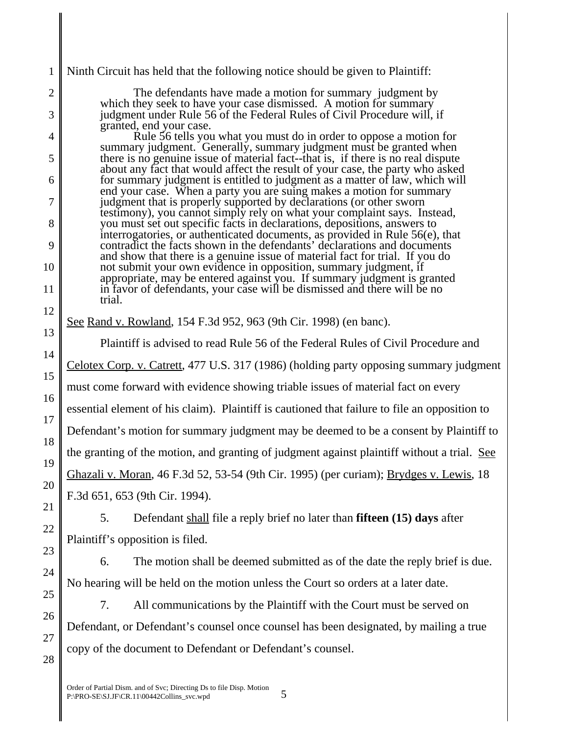Ninth Circuit has held that the following notice should be given to Plaintiff:

> The defendants have made a motion for summary judgment by which they seek to have your case dismissed. A motion for summary judgment under Rule 56 of the Federal Rules of Civil Procedure will, if granted, end your case.
>
> Rule 56 tells you what you must do in order to oppose a motion for summary judgment. Generally, summary judgment must be granted when there is no genuine issue of material fact--that is, if there is no real dispute about any fact that would affect the result of your case, the party who asked for summary judgment is entitled to judgment as a matter of law, which will end your case. When a party you are suing makes a motion for summary judgment that is properly supported by declarations (or other sworn testimony), you cannot simply rely on what your complaint says. Instead, you must set out specific facts in declarations, depositions, answers to interrogatories, or authenticated documents, as provided in Rule 56(e), that contradict the facts shown in the defendants' declarations and documents and show that there is a genuine issue of material fact for trial. If you do not submit your own evidence in opposition, summary judgment, if appropriate, may be entered against you. If summary judgment is granted in favor of defendants, your case will be dismissed and there will be no trial.

See Rand v. Rowland, 154 F.3d 952, 963 (9th Cir. 1998) (en banc).

Plaintiff is advised to read Rule 56 of the Federal Rules of Civil Procedure and Celotex Corp. v. Catrett, 477 U.S. 317 (1986) (holding party opposing summary judgment must come forward with evidence showing triable issues of material fact on every essential element of his claim). Plaintiff is cautioned that failure to file an opposition to Defendant's motion for summary judgment may be deemed to be a consent by Plaintiff to the granting of the motion, and granting of judgment against plaintiff without a trial. See Ghazali v. Moran, 46 F.3d 52, 53-54 (9th Cir. 1995) (per curiam); Brydges v. Lewis, 18 F.3d 651, 653 (9th Cir. 1994).

5. Defendant shall file a reply brief no later than **fifteen (15) days** after Plaintiff's opposition is filed.

6. The motion shall be deemed submitted as of the date the reply brief is due. No hearing will be held on the motion unless the Court so orders at a later date.

7. All communications by the Plaintiff with the Court must be served on Defendant, or Defendant's counsel once counsel has been designated, by mailing a true copy of the document to Defendant or Defendant's counsel.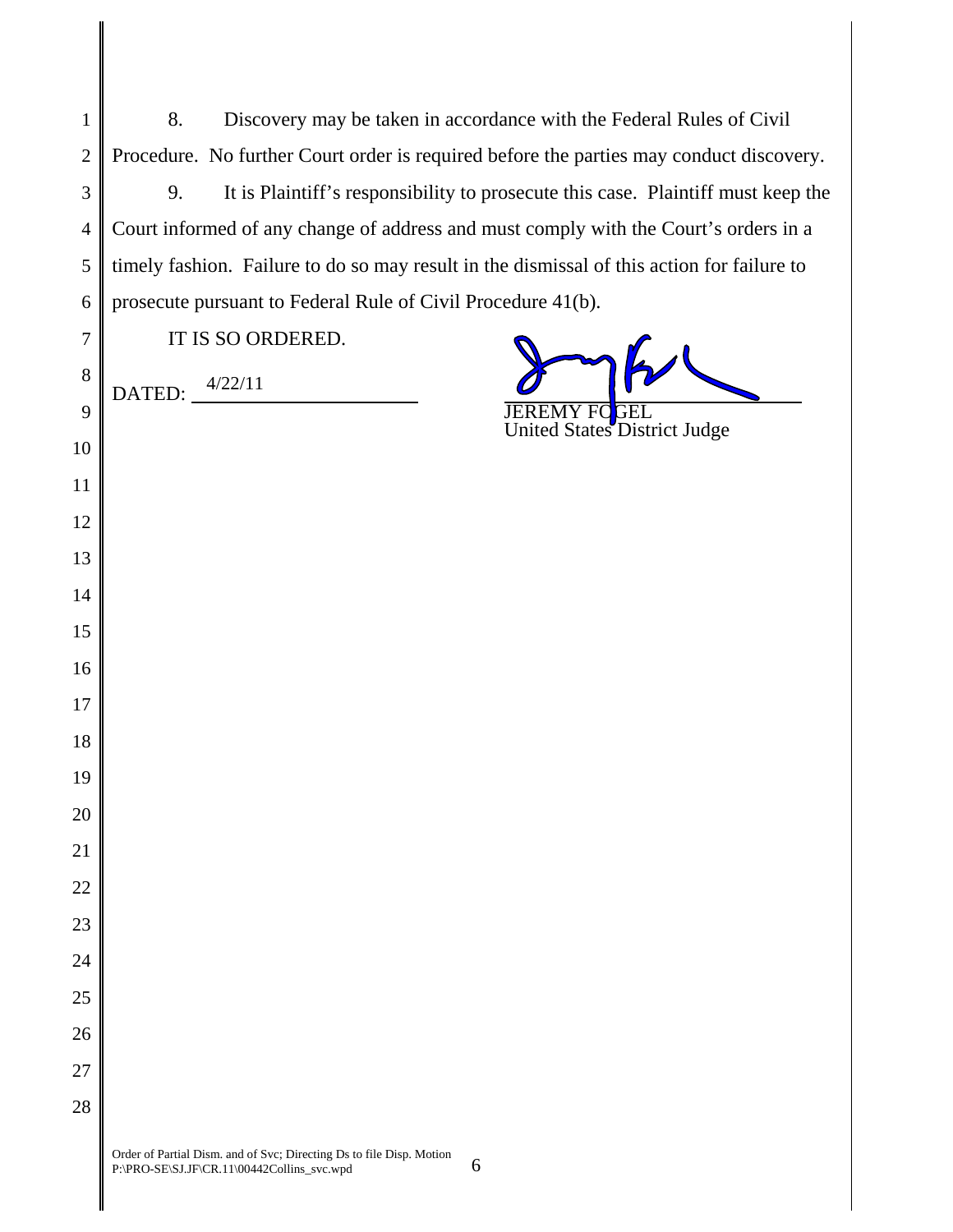8. Discovery may be taken in accordance with the Federal Rules of Civil Procedure. No further Court order is required before the parties may conduct discovery.

9. It is Plaintiff's responsibility to prosecute this case. Plaintiff must keep the Court informed of any change of address and must comply with the Court's orders in a timely fashion. Failure to do so may result in the dismissal of this action for failure to prosecute pursuant to Federal Rule of Civil Procedure 41(b).

IT IS SO ORDERED.

DATED: 4/22/11

JEREMY FOGEL
United States District Judge

Order of Partial Dism. and of Svc; Directing Ds to file Disp. Motion
P:\PRO-SE\SJ.JF\CR.11\00442Collins_svc.wpd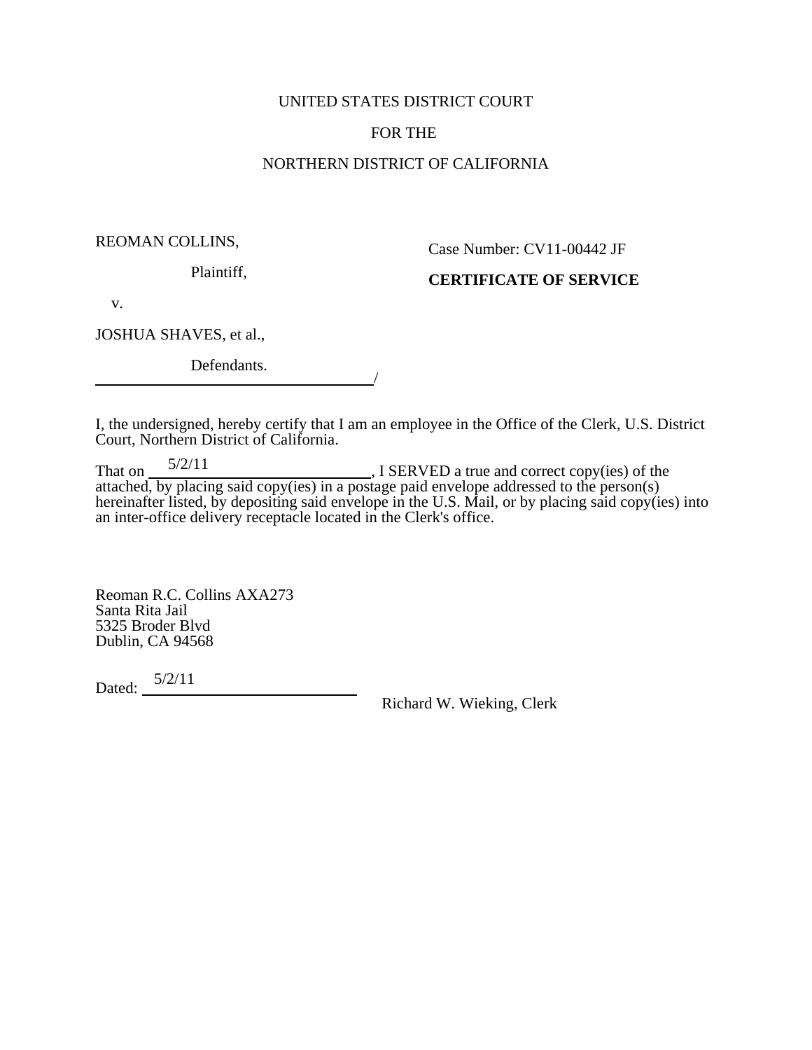UNITED STATES DISTRICT COURT

FOR THE

NORTHERN DISTRICT OF CALIFORNIA

REOMAN COLLINS,

Plaintiff,

v.

JOSHUA SHAVES, et al.,

Defendants.

______________________________/

Case Number: CV11-00442 JF

**CERTIFICATE OF SERVICE**

I, the undersigned, hereby certify that I am an employee in the Office of the Clerk, U.S. District Court, Northern District of California.

That on 5/2/11, I SERVED a true and correct copy(ies) of the attached, by placing said copy(ies) in a postage paid envelope addressed to the person(s) hereinafter listed, by depositing said envelope in the U.S. Mail, or by placing said copy(ies) into an inter-office delivery receptacle located in the Clerk's office.

Reoman R.C. Collins AXA273
Santa Rita Jail
5325 Broder Blvd
Dublin, CA 94568

Dated: 5/2/11

Richard W. Wieking, Clerk